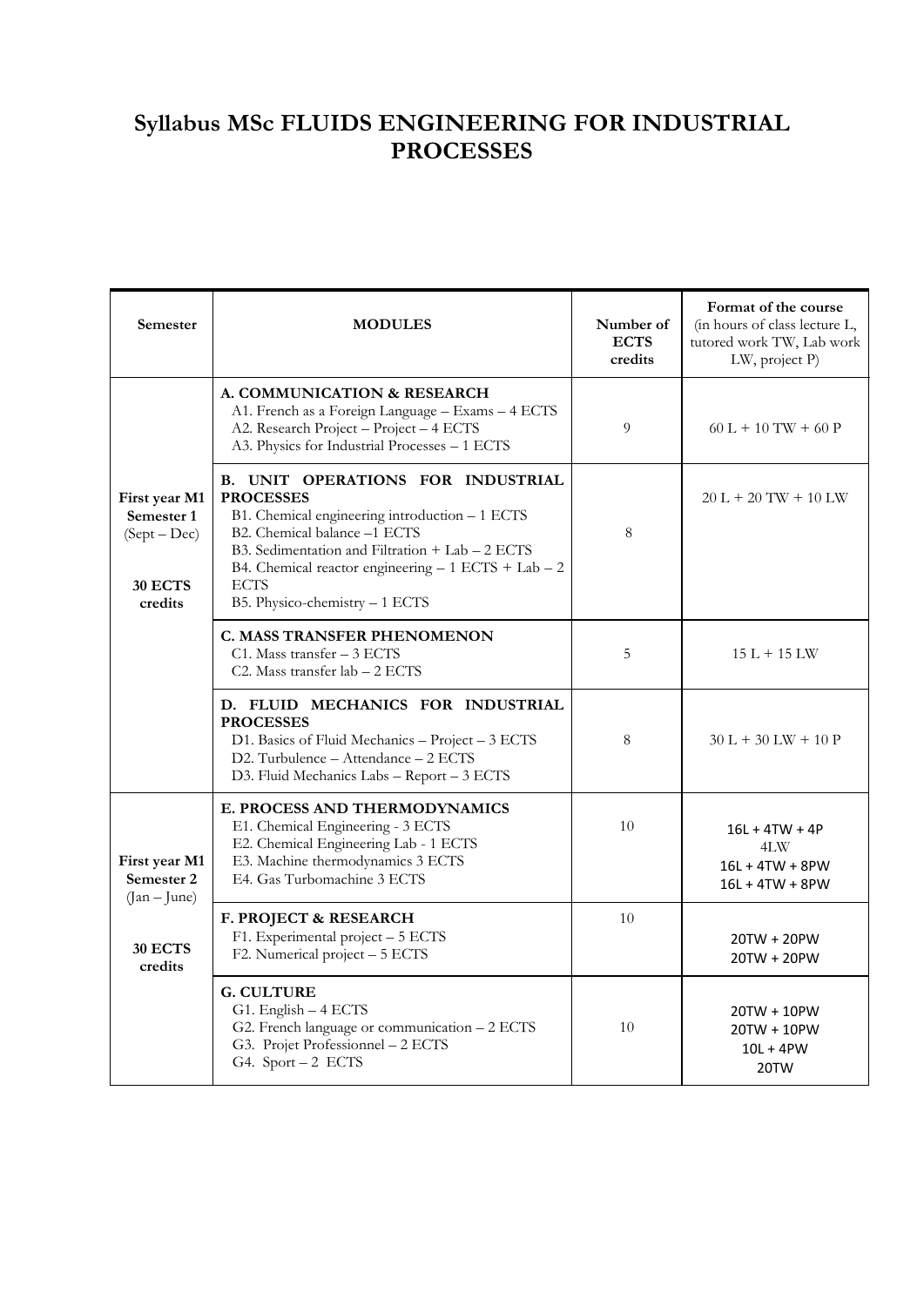# Syllabus MSc FLUIDS ENGINEERING FOR INDUSTRIAL PROCESSES

| Semester | MODULES | Number of ECTS credits | Format of the course (in hours of class lecture L, tutored work TW, Lab work LW, project P) |
|---|---|---|---|
| **First year M1 Semester 1** (Sept – Dec) **30 ECTS credits** | **A. COMMUNICATION & RESEARCH**<br>A1. French as a Foreign Language – Exams – 4 ECTS<br>A2. Research Project – Project – 4 ECTS<br>A3. Physics for Industrial Processes – 1 ECTS | 9 | 60 L + 10 TW + 60 P |
| | **B. UNIT OPERATIONS FOR INDUSTRIAL PROCESSES**<br>B1. Chemical engineering introduction – 1 ECTS<br>B2. Chemical balance –1 ECTS<br>B3. Sedimentation and Filtration + Lab – 2 ECTS<br>B4. Chemical reactor engineering – 1 ECTS + Lab – 2 ECTS<br>B5. Physico-chemistry – 1 ECTS | 8 | 20 L + 20 TW + 10 LW |
| | **C. MASS TRANSFER PHENOMENON**<br>C1. Mass transfer – 3 ECTS<br>C2. Mass transfer lab – 2 ECTS | 5 | 15 L + 15 LW |
| | **D. FLUID MECHANICS FOR INDUSTRIAL PROCESSES**<br>D1. Basics of Fluid Mechanics – Project – 3 ECTS<br>D2. Turbulence – Attendance – 2 ECTS<br>D3. Fluid Mechanics Labs – Report – 3 ECTS | 8 | 30 L + 30 LW + 10 P |
| **First year M1 Semester 2** (Jan – June) **30 ECTS credits** | **E. PROCESS AND THERMODYNAMICS**<br>E1. Chemical Engineering - 3 ECTS<br>E2. Chemical Engineering Lab - 1 ECTS<br>E3. Machine thermodynamics 3 ECTS<br>E4. Gas Turbomachine 3 ECTS | 10 | 16L + 4TW + 4P<br>4LW<br>16L + 4TW + 8PW<br>16L + 4TW + 8PW |
| | **F. PROJECT & RESEARCH**<br>F1. Experimental project – 5 ECTS<br>F2. Numerical project – 5 ECTS | 10 | 20TW + 20PW<br>20TW + 20PW |
| | **G. CULTURE**<br>G1. English – 4 ECTS<br>G2. French language or communication – 2 ECTS<br>G3. Projet Professionnel – 2 ECTS<br>G4. Sport – 2 ECTS | 10 | 20TW + 10PW<br>20TW + 10PW<br>10L + 4PW<br>20TW |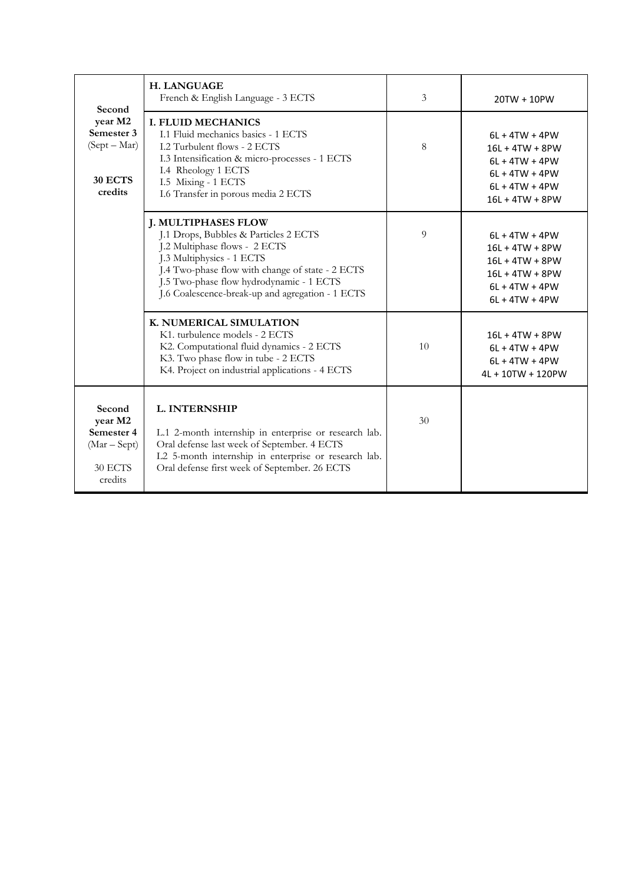| | | | |
|---|---|---|---|
| **Second year M2 Semester 3** (Sept – Mar) **30 ECTS credits** | **H. LANGUAGE**<br>French & English Language - 3 ECTS | 3 | 20TW + 10PW |
| | **I. FLUID MECHANICS**<br>I.1 Fluid mechanics basics - 1 ECTS<br>I.2 Turbulent flows - 2 ECTS<br>I.3 Intensification & micro-processes - 1 ECTS<br>I.4 Rheology 1 ECTS<br>I.5 Mixing - 1 ECTS<br>I.6 Transfer in porous media 2 ECTS | 8 | 6L + 4TW + 4PW<br>16L + 4TW + 8PW<br>6L + 4TW + 4PW<br>6L + 4TW + 4PW<br>6L + 4TW + 4PW<br>16L + 4TW + 8PW |
| | **J. MULTIPHASES FLOW**<br>J.1 Drops, Bubbles & Particles 2 ECTS<br>J.2 Multiphase flows - 2 ECTS<br>J.3 Multiphysics - 1 ECTS<br>J.4 Two-phase flow with change of state - 2 ECTS<br>J.5 Two-phase flow hydrodynamic - 1 ECTS<br>J.6 Coalescence-break-up and agregation - 1 ECTS | 9 | 6L + 4TW + 4PW<br>16L + 4TW + 8PW<br>16L + 4TW + 8PW<br>16L + 4TW + 8PW<br>6L + 4TW + 4PW<br>6L + 4TW + 4PW |
| | **K. NUMERICAL SIMULATION**<br>K1. turbulence models - 2 ECTS<br>K2. Computational fluid dynamics - 2 ECTS<br>K3. Two phase flow in tube - 2 ECTS<br>K4. Project on industrial applications - 4 ECTS | 10 | 16L + 4TW + 8PW<br>6L + 4TW + 4PW<br>6L + 4TW + 4PW<br>4L + 10TW + 120PW |
| **Second year M2 Semester 4** (Mar – Sept) 30 ECTS credits | **L. INTERNSHIP**<br>L.1 2-month internship in enterprise or research lab. Oral defense last week of September. 4 ECTS<br>L2 5-month internship in enterprise or research lab. Oral defense first week of September. 26 ECTS | 30 | |